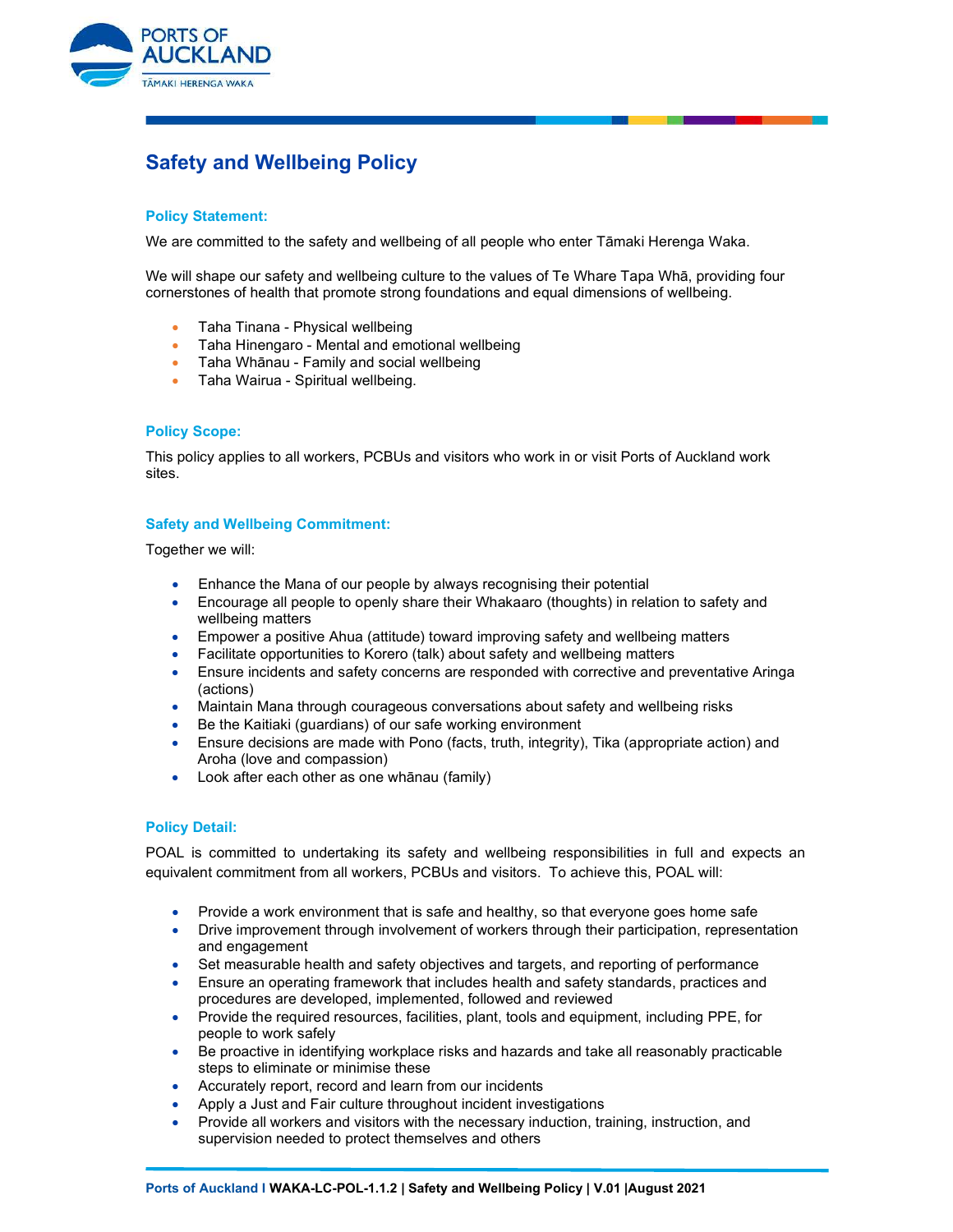# Safety and Wellbeing Policy

## Policy Statement:

We are committed to the safety and wellbeing of all people who enter Tāmaki Herenga Waka.

We will shape our safety and wellbeing culture to the values of Te Whare Tapa Whā, providing four cornerstones of health that promote strong foundations and equal dimensions of wellbeing.

- Taha Tinana - Physical wellbeing
- Taha Hinengaro - Mental and emotional wellbeing
- Taha Whānau - Family and social wellbeing
- Taha Wairua - Spiritual wellbeing.

## Policy Scope:

This policy applies to all workers, PCBUs and visitors who work in or visit Ports of Auckland work sites.

## Safety and Wellbeing Commitment:

Together we will:

- Enhance the Mana of our people by always recognising their potential
- Encourage all people to openly share their Whakaaro (thoughts) in relation to safety and wellbeing matters
- Empower a positive Ahua (attitude) toward improving safety and wellbeing matters
- Facilitate opportunities to Korero (talk) about safety and wellbeing matters
- Ensure incidents and safety concerns are responded with corrective and preventative Aringa (actions)
- Maintain Mana through courageous conversations about safety and wellbeing risks
- Be the Kaitiaki (guardians) of our safe working environment
- Ensure decisions are made with Pono (facts, truth, integrity), Tika (appropriate action) and Aroha (love and compassion)
- Look after each other as one whānau (family)

## Policy Detail:

POAL is committed to undertaking its safety and wellbeing responsibilities in full and expects an equivalent commitment from all workers, PCBUs and visitors. To achieve this, POAL will:

- Provide a work environment that is safe and healthy, so that everyone goes home safe
- Drive improvement through involvement of workers through their participation, representation and engagement
- Set measurable health and safety objectives and targets, and reporting of performance
- Ensure an operating framework that includes health and safety standards, practices and procedures are developed, implemented, followed and reviewed
- Provide the required resources, facilities, plant, tools and equipment, including PPE, for people to work safely
- Be proactive in identifying workplace risks and hazards and take all reasonably practicable steps to eliminate or minimise these
- Accurately report, record and learn from our incidents
- Apply a Just and Fair culture throughout incident investigations
- Provide all workers and visitors with the necessary induction, training, instruction, and supervision needed to protect themselves and others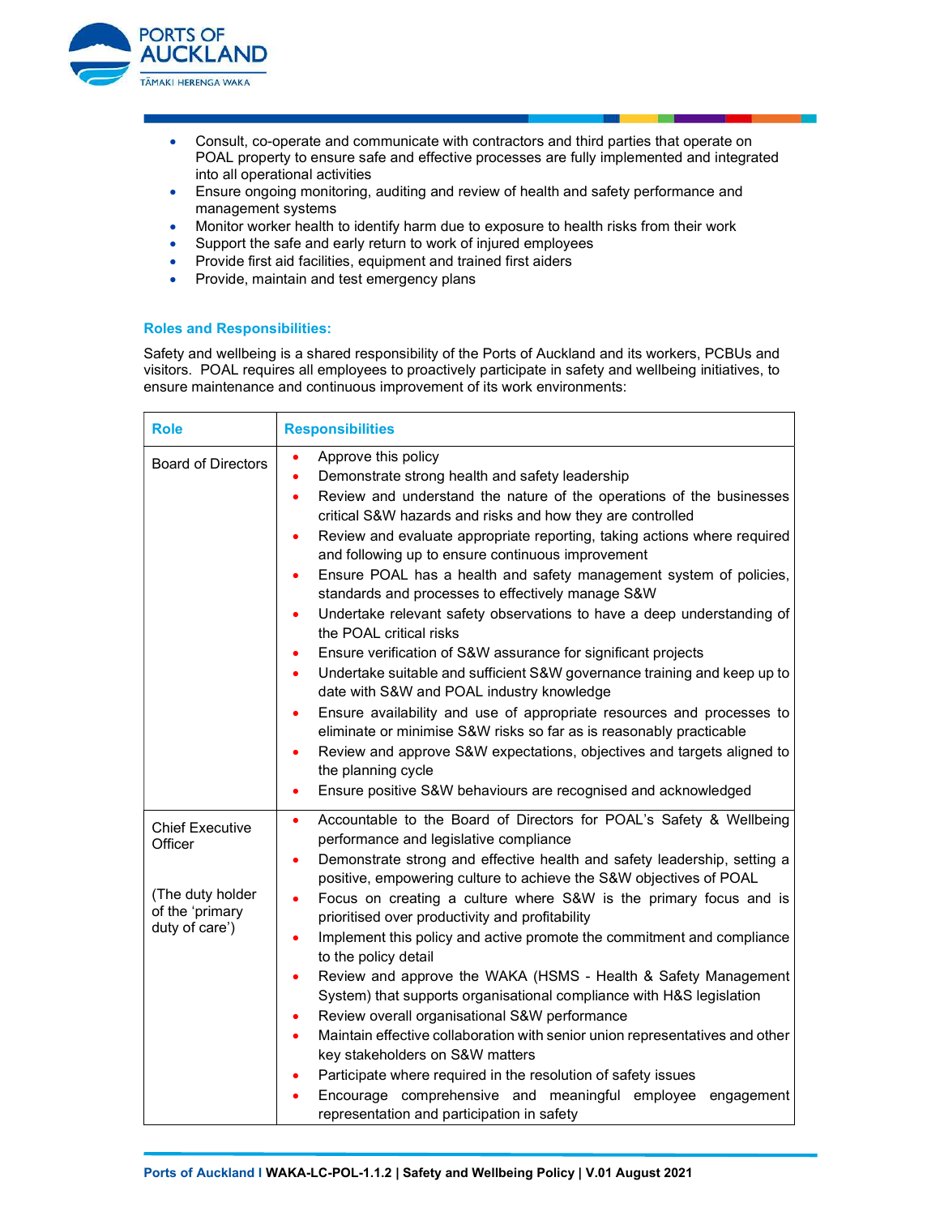- Consult, co-operate and communicate with contractors and third parties that operate on POAL property to ensure safe and effective processes are fully implemented and integrated into all operational activities
- Ensure ongoing monitoring, auditing and review of health and safety performance and management systems
- Monitor worker health to identify harm due to exposure to health risks from their work
- Support the safe and early return to work of injured employees
- Provide first aid facilities, equipment and trained first aiders
- Provide, maintain and test emergency plans

### Roles and Responsibilities:

Safety and wellbeing is a shared responsibility of the Ports of Auckland and its workers, PCBUs and visitors. POAL requires all employees to proactively participate in safety and wellbeing initiatives, to ensure maintenance and continuous improvement of its work environments:

| Role | Responsibilities |
| --- | --- |
| Board of Directors | • Approve this policy<br>• Demonstrate strong health and safety leadership<br>• Review and understand the nature of the operations of the businesses critical S&W hazards and risks and how they are controlled<br>• Review and evaluate appropriate reporting, taking actions where required and following up to ensure continuous improvement<br>• Ensure POAL has a health and safety management system of policies, standards and processes to effectively manage S&W<br>• Undertake relevant safety observations to have a deep understanding of the POAL critical risks<br>• Ensure verification of S&W assurance for significant projects<br>• Undertake suitable and sufficient S&W governance training and keep up to date with S&W and POAL industry knowledge<br>• Ensure availability and use of appropriate resources and processes to eliminate or minimise S&W risks so far as is reasonably practicable<br>• Review and approve S&W expectations, objectives and targets aligned to the planning cycle<br>• Ensure positive S&W behaviours are recognised and acknowledged |
| Chief Executive Officer<br><br>(The duty holder of the 'primary duty of care') | • Accountable to the Board of Directors for POAL's Safety & Wellbeing performance and legislative compliance<br>• Demonstrate strong and effective health and safety leadership, setting a positive, empowering culture to achieve the S&W objectives of POAL<br>• Focus on creating a culture where S&W is the primary focus and is prioritised over productivity and profitability<br>• Implement this policy and active promote the commitment and compliance to the policy detail<br>• Review and approve the WAKA (HSMS - Health & Safety Management System) that supports organisational compliance with H&S legislation<br>• Review overall organisational S&W performance<br>• Maintain effective collaboration with senior union representatives and other key stakeholders on S&W matters<br>• Participate where required in the resolution of safety issues<br>• Encourage comprehensive and meaningful employee engagement representation and participation in safety |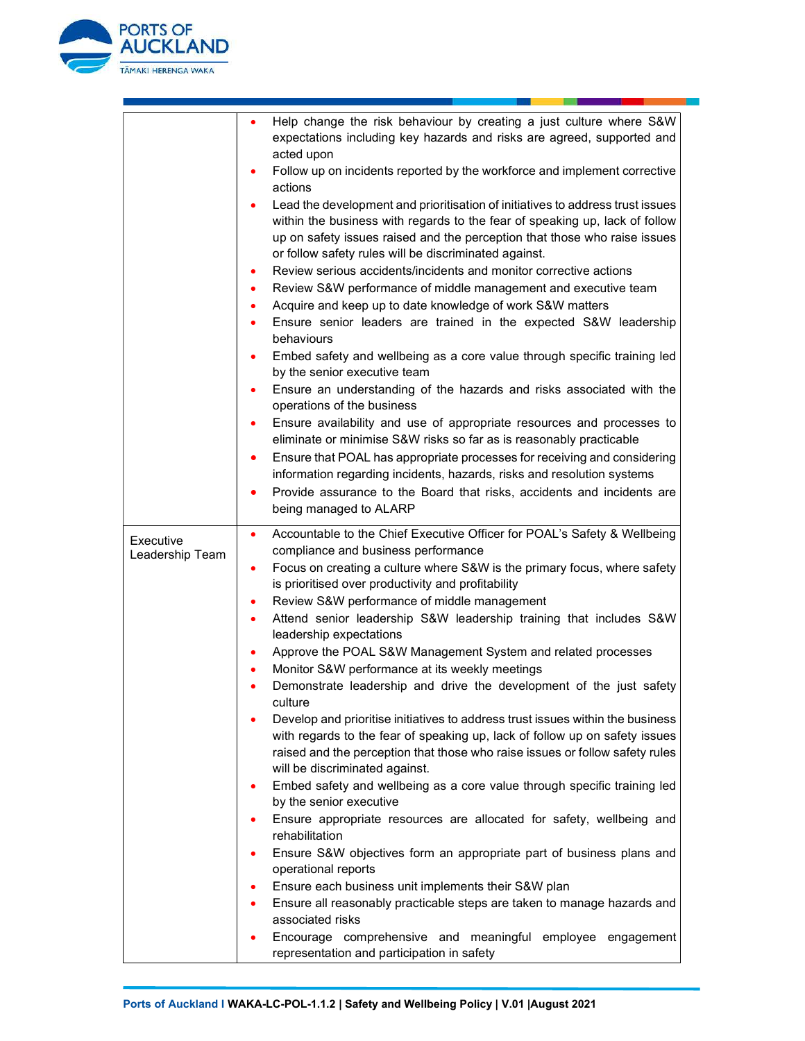| | |
|---|---|
| | • Help change the risk behaviour by creating a just culture where S&W expectations including key hazards and risks are agreed, supported and acted upon<br>• Follow up on incidents reported by the workforce and implement corrective actions<br>• Lead the development and prioritisation of initiatives to address trust issues within the business with regards to the fear of speaking up, lack of follow up on safety issues raised and the perception that those who raise issues or follow safety rules will be discriminated against.<br>• Review serious accidents/incidents and monitor corrective actions<br>• Review S&W performance of middle management and executive team<br>• Acquire and keep up to date knowledge of work S&W matters<br>• Ensure senior leaders are trained in the expected S&W leadership behaviours<br>• Embed safety and wellbeing as a core value through specific training led by the senior executive team<br>• Ensure an understanding of the hazards and risks associated with the operations of the business<br>• Ensure availability and use of appropriate resources and processes to eliminate or minimise S&W risks so far as is reasonably practicable<br>• Ensure that POAL has appropriate processes for receiving and considering information regarding incidents, hazards, risks and resolution systems<br>• Provide assurance to the Board that risks, accidents and incidents are being managed to ALARP |
| Executive Leadership Team | • Accountable to the Chief Executive Officer for POAL's Safety & Wellbeing compliance and business performance<br>• Focus on creating a culture where S&W is the primary focus, where safety is prioritised over productivity and profitability<br>• Review S&W performance of middle management<br>• Attend senior leadership S&W leadership training that includes S&W leadership expectations<br>• Approve the POAL S&W Management System and related processes<br>• Monitor S&W performance at its weekly meetings<br>• Demonstrate leadership and drive the development of the just safety culture<br>• Develop and prioritise initiatives to address trust issues within the business with regards to the fear of speaking up, lack of follow up on safety issues raised and the perception that those who raise issues or follow safety rules will be discriminated against.<br>• Embed safety and wellbeing as a core value through specific training led by the senior executive<br>• Ensure appropriate resources are allocated for safety, wellbeing and rehabilitation<br>• Ensure S&W objectives form an appropriate part of business plans and operational reports<br>• Ensure each business unit implements their S&W plan<br>• Ensure all reasonably practicable steps are taken to manage hazards and associated risks<br>• Encourage comprehensive and meaningful employee engagement representation and participation in safety |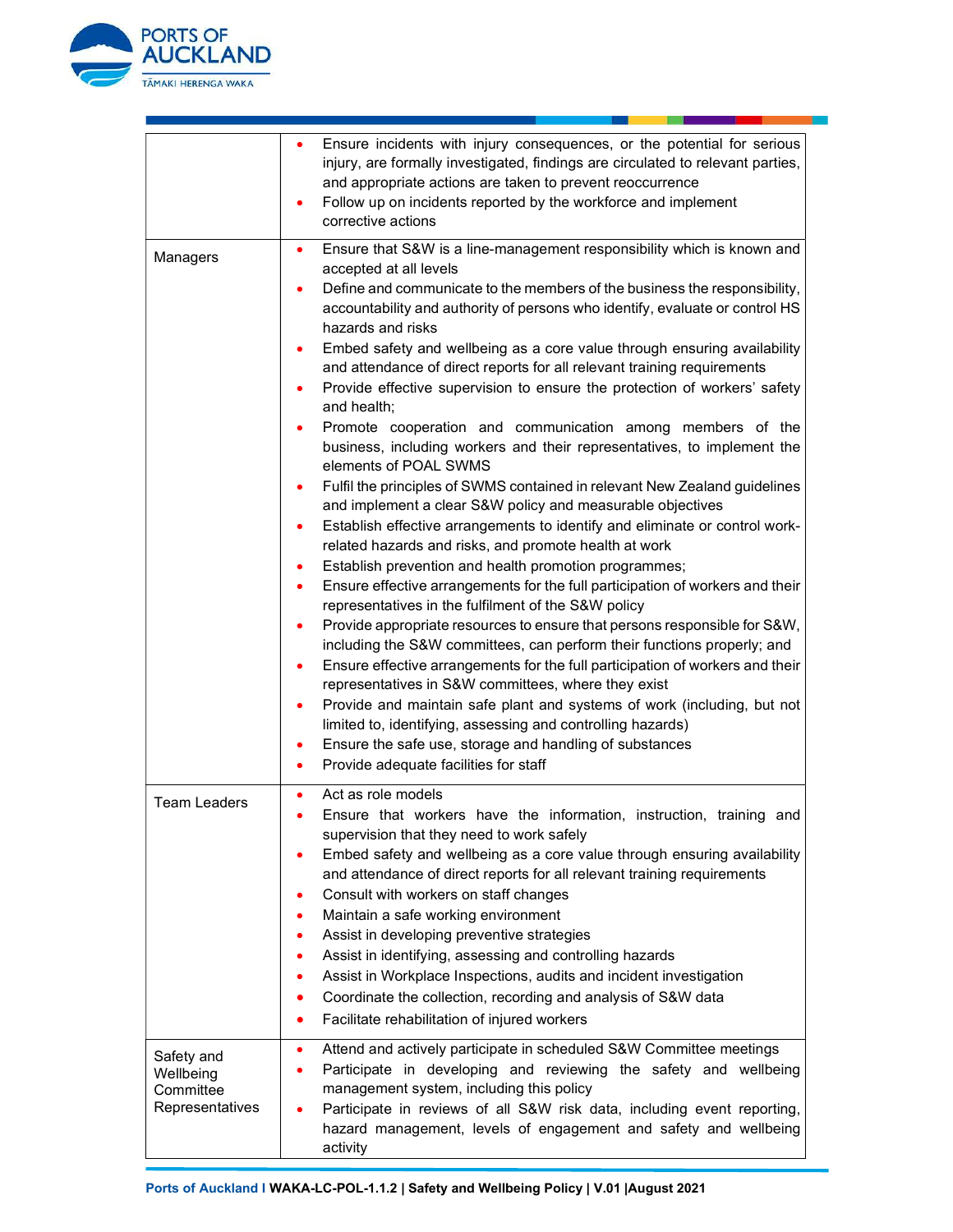| | |
|---|---|
| | • Ensure incidents with injury consequences, or the potential for serious injury, are formally investigated, findings are circulated to relevant parties, and appropriate actions are taken to prevent reoccurrence<br>• Follow up on incidents reported by the workforce and implement corrective actions |
| Managers | • Ensure that S&W is a line-management responsibility which is known and accepted at all levels<br>• Define and communicate to the members of the business the responsibility, accountability and authority of persons who identify, evaluate or control HS hazards and risks<br>• Embed safety and wellbeing as a core value through ensuring availability and attendance of direct reports for all relevant training requirements<br>• Provide effective supervision to ensure the protection of workers' safety and health;<br>• Promote cooperation and communication among members of the business, including workers and their representatives, to implement the elements of POAL SWMS<br>• Fulfil the principles of SWMS contained in relevant New Zealand guidelines and implement a clear S&W policy and measurable objectives<br>• Establish effective arrangements to identify and eliminate or control work-related hazards and risks, and promote health at work<br>• Establish prevention and health promotion programmes;<br>• Ensure effective arrangements for the full participation of workers and their representatives in the fulfilment of the S&W policy<br>• Provide appropriate resources to ensure that persons responsible for S&W, including the S&W committees, can perform their functions properly; and<br>• Ensure effective arrangements for the full participation of workers and their representatives in S&W committees, where they exist<br>• Provide and maintain safe plant and systems of work (including, but not limited to, identifying, assessing and controlling hazards)<br>• Ensure the safe use, storage and handling of substances<br>• Provide adequate facilities for staff |
| Team Leaders | • Act as role models<br>• Ensure that workers have the information, instruction, training and supervision that they need to work safely<br>• Embed safety and wellbeing as a core value through ensuring availability and attendance of direct reports for all relevant training requirements<br>• Consult with workers on staff changes<br>• Maintain a safe working environment<br>• Assist in developing preventive strategies<br>• Assist in identifying, assessing and controlling hazards<br>• Assist in Workplace Inspections, audits and incident investigation<br>• Coordinate the collection, recording and analysis of S&W data<br>• Facilitate rehabilitation of injured workers |
| Safety and Wellbeing Committee Representatives | • Attend and actively participate in scheduled S&W Committee meetings<br>• Participate in developing and reviewing the safety and wellbeing management system, including this policy<br>• Participate in reviews of all S&W risk data, including event reporting, hazard management, levels of engagement and safety and wellbeing activity |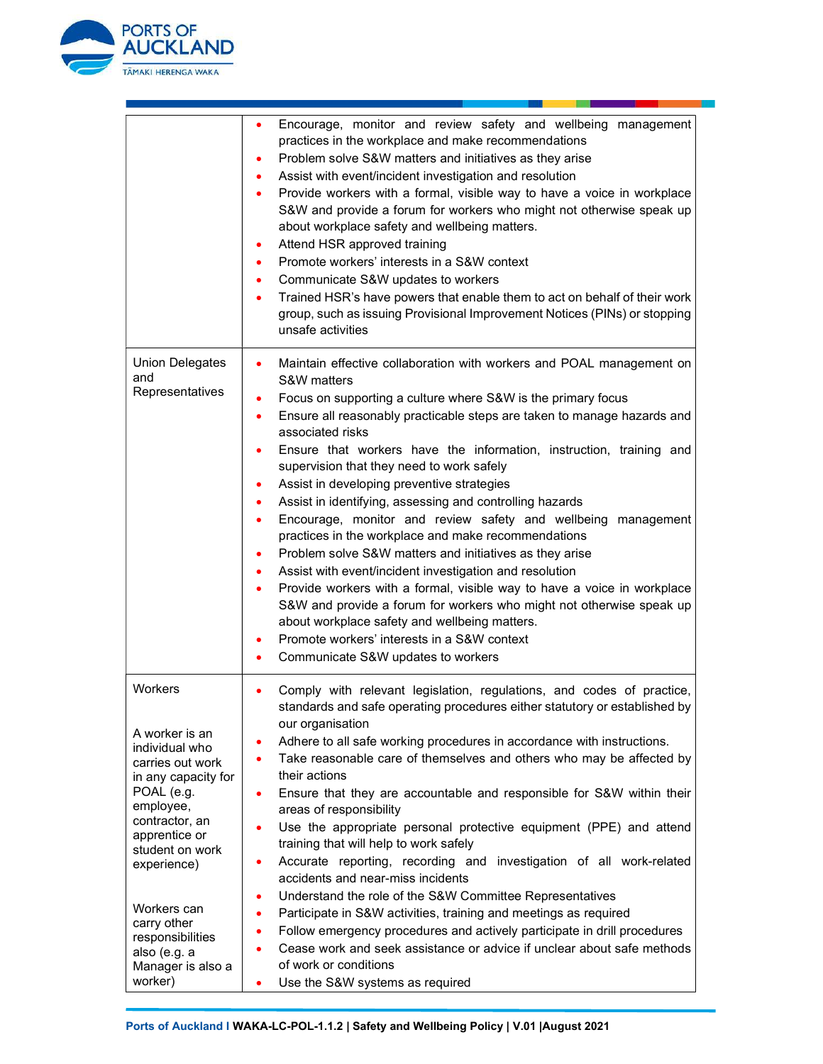| | |
|---|---|
| | • Encourage, monitor and review safety and wellbeing management practices in the workplace and make recommendations<br>• Problem solve S&W matters and initiatives as they arise<br>• Assist with event/incident investigation and resolution<br>• Provide workers with a formal, visible way to have a voice in workplace S&W and provide a forum for workers who might not otherwise speak up about workplace safety and wellbeing matters.<br>• Attend HSR approved training<br>• Promote workers' interests in a S&W context<br>• Communicate S&W updates to workers<br>• Trained HSR's have powers that enable them to act on behalf of their work group, such as issuing Provisional Improvement Notices (PINs) or stopping unsafe activities |
| Union Delegates and Representatives | • Maintain effective collaboration with workers and POAL management on S&W matters<br>• Focus on supporting a culture where S&W is the primary focus<br>• Ensure all reasonably practicable steps are taken to manage hazards and associated risks<br>• Ensure that workers have the information, instruction, training and supervision that they need to work safely<br>• Assist in developing preventive strategies<br>• Assist in identifying, assessing and controlling hazards<br>• Encourage, monitor and review safety and wellbeing management practices in the workplace and make recommendations<br>• Problem solve S&W matters and initiatives as they arise<br>• Assist with event/incident investigation and resolution<br>• Provide workers with a formal, visible way to have a voice in workplace S&W and provide a forum for workers who might not otherwise speak up about workplace safety and wellbeing matters.<br>• Promote workers' interests in a S&W context<br>• Communicate S&W updates to workers |
| Workers<br><br>A worker is an individual who carries out work in any capacity for POAL (e.g. employee, contractor, an apprentice or student on work experience)<br><br>Workers can carry other responsibilities also (e.g. a Manager is also a worker) | • Comply with relevant legislation, regulations, and codes of practice, standards and safe operating procedures either statutory or established by our organisation<br>• Adhere to all safe working procedures in accordance with instructions.<br>• Take reasonable care of themselves and others who may be affected by their actions<br>• Ensure that they are accountable and responsible for S&W within their areas of responsibility<br>• Use the appropriate personal protective equipment (PPE) and attend training that will help to work safely<br>• Accurate reporting, recording and investigation of all work-related accidents and near-miss incidents<br>• Understand the role of the S&W Committee Representatives<br>• Participate in S&W activities, training and meetings as required<br>• Follow emergency procedures and actively participate in drill procedures<br>• Cease work and seek assistance or advice if unclear about safe methods of work or conditions<br>• Use the S&W systems as required |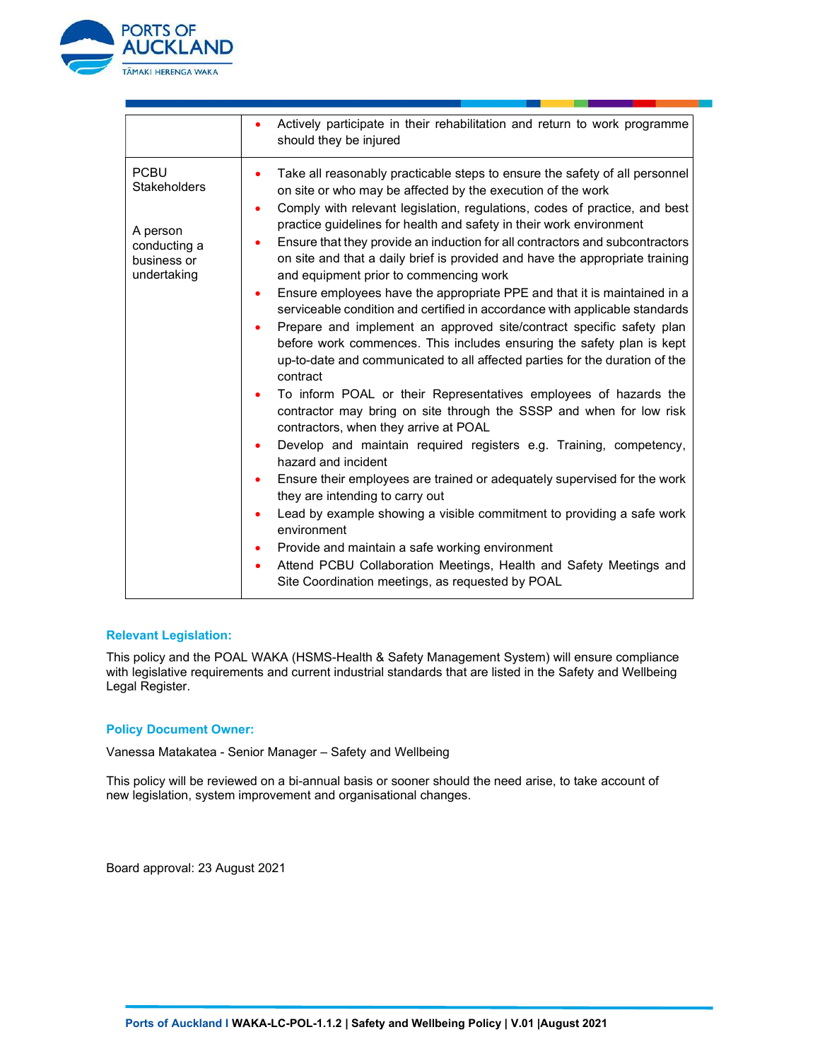| | |
|---|---|
| | • Actively participate in their rehabilitation and return to work programme should they be injured |
| PCBU Stakeholders<br><br>A person conducting a business or undertaking | • Take all reasonably practicable steps to ensure the safety of all personnel on site or who may be affected by the execution of the work<br>• Comply with relevant legislation, regulations, codes of practice, and best practice guidelines for health and safety in their work environment<br>• Ensure that they provide an induction for all contractors and subcontractors on site and that a daily brief is provided and have the appropriate training and equipment prior to commencing work<br>• Ensure employees have the appropriate PPE and that it is maintained in a serviceable condition and certified in accordance with applicable standards<br>• Prepare and implement an approved site/contract specific safety plan before work commences. This includes ensuring the safety plan is kept up-to-date and communicated to all affected parties for the duration of the contract<br>• To inform POAL or their Representatives employees of hazards the contractor may bring on site through the SSSP and when for low risk contractors, when they arrive at POAL<br>• Develop and maintain required registers e.g. Training, competency, hazard and incident<br>• Ensure their employees are trained or adequately supervised for the work they are intending to carry out<br>• Lead by example showing a visible commitment to providing a safe work environment<br>• Provide and maintain a safe working environment<br>• Attend PCBU Collaboration Meetings, Health and Safety Meetings and Site Coordination meetings, as requested by POAL |

### Relevant Legislation:

This policy and the POAL WAKA (HSMS-Health & Safety Management System) will ensure compliance with legislative requirements and current industrial standards that are listed in the Safety and Wellbeing Legal Register.

### Policy Document Owner:

Vanessa Matakatea - Senior Manager – Safety and Wellbeing

This policy will be reviewed on a bi-annual basis or sooner should the need arise, to take account of new legislation, system improvement and organisational changes.

Board approval: 23 August 2021